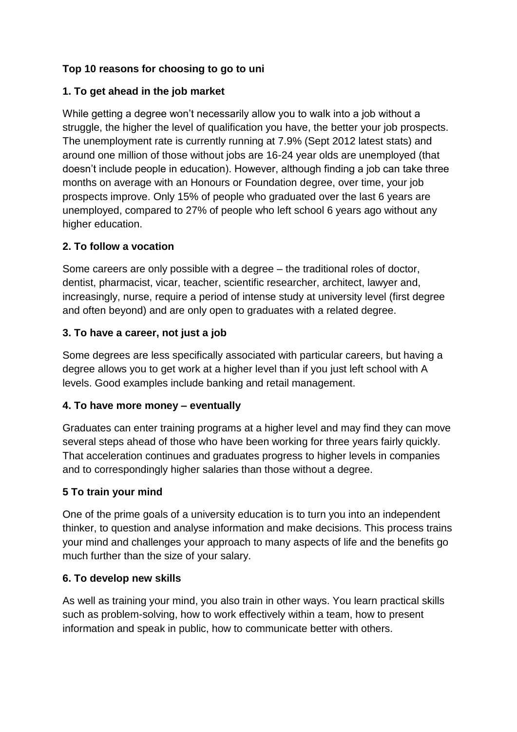**Top 10 reasons for choosing to go to uni**

**1. To get ahead in the job market**

While getting a degree won't necessarily allow you to walk into a job without a struggle, the higher the level of qualification you have, the better your job prospects. The unemployment rate is currently running at 7.9% (Sept 2012 latest stats) and around one million of those without jobs are 16-24 year olds are unemployed (that doesn't include people in education). However, although finding a job can take three months on average with an Honours or Foundation degree, over time, your job prospects improve. Only 15% of people who graduated over the last 6 years are unemployed, compared to 27% of people who left school 6 years ago without any higher education.

**2. To follow a vocation**

Some careers are only possible with a degree – the traditional roles of doctor, dentist, pharmacist, vicar, teacher, scientific researcher, architect, lawyer and, increasingly, nurse, require a period of intense study at university level (first degree and often beyond) and are only open to graduates with a related degree.

**3. To have a career, not just a job**

Some degrees are less specifically associated with particular careers, but having a degree allows you to get work at a higher level than if you just left school with A levels. Good examples include banking and retail management.

**4. To have more money – eventually**

Graduates can enter training programs at a higher level and may find they can move several steps ahead of those who have been working for three years fairly quickly. That acceleration continues and graduates progress to higher levels in companies and to correspondingly higher salaries than those without a degree.

**5 To train your mind**

One of the prime goals of a university education is to turn you into an independent thinker, to question and analyse information and make decisions. This process trains your mind and challenges your approach to many aspects of life and the benefits go much further than the size of your salary.

**6. To develop new skills**

As well as training your mind, you also train in other ways. You learn practical skills such as problem-solving, how to work effectively within a team, how to present information and speak in public, how to communicate better with others.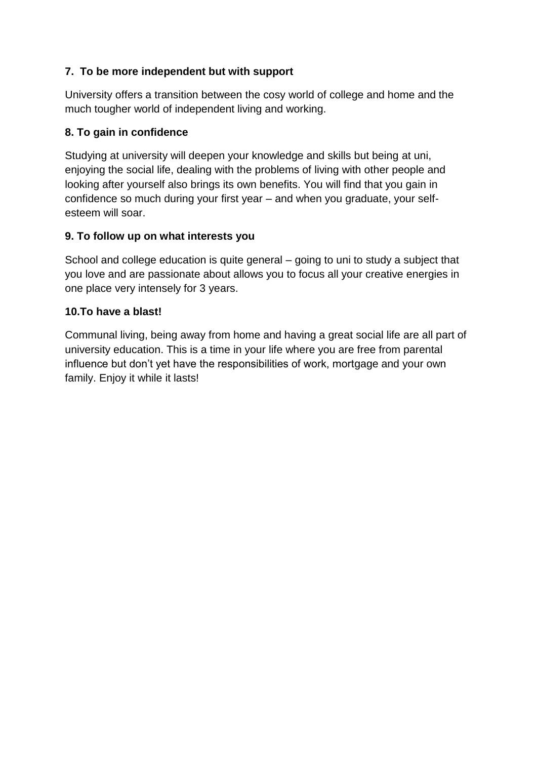**7. To be more independent but with support**

University offers a transition between the cosy world of college and home and the much tougher world of independent living and working.

**8. To gain in confidence**

Studying at university will deepen your knowledge and skills but being at uni, enjoying the social life, dealing with the problems of living with other people and looking after yourself also brings its own benefits. You will find that you gain in confidence so much during your first year – and when you graduate, your self-esteem will soar.

**9. To follow up on what interests you**

School and college education is quite general – going to uni to study a subject that you love and are passionate about allows you to focus all your creative energies in one place very intensely for 3 years.

**10.To have a blast!**

Communal living, being away from home and having a great social life are all part of university education. This is a time in your life where you are free from parental influence but don't yet have the responsibilities of work, mortgage and your own family. Enjoy it while it lasts!